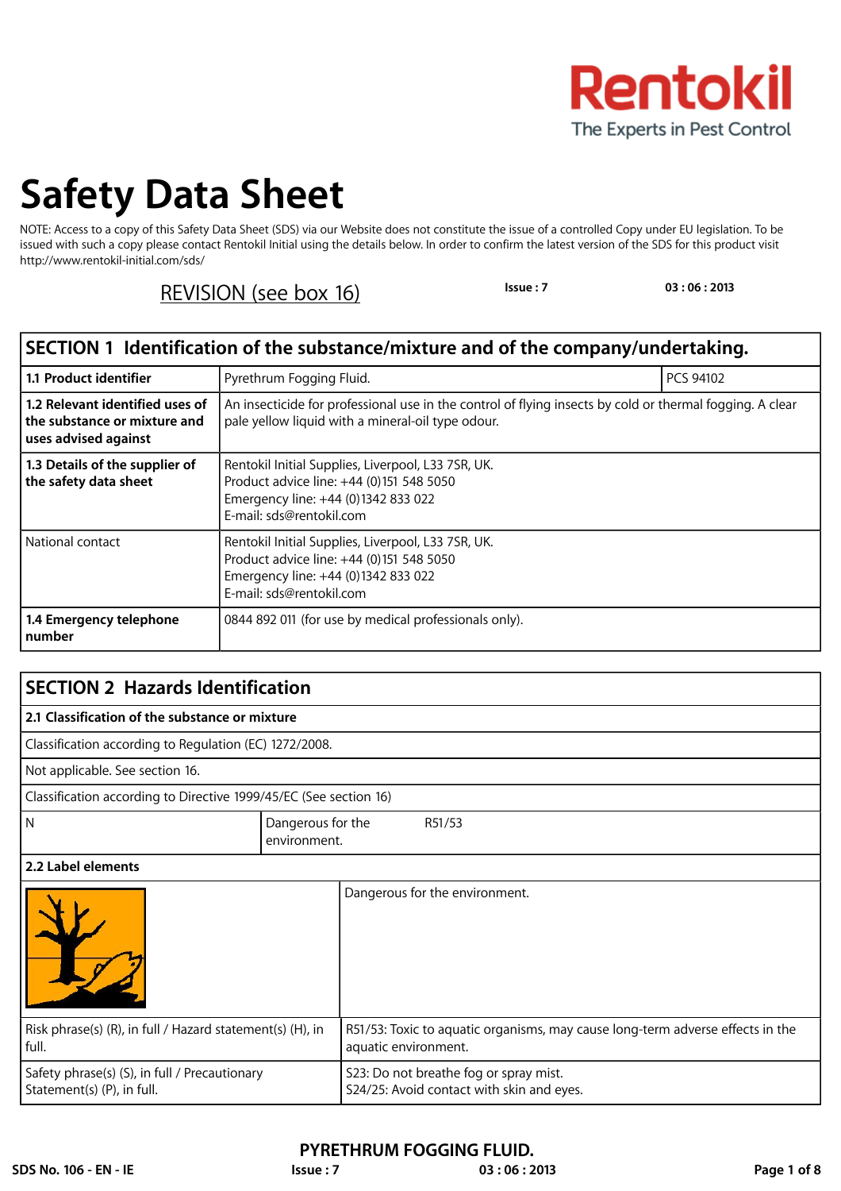Rentokil
The Experts in Pest Control

# Safety Data Sheet

NOTE: Access to a copy of this Safety Data Sheet (SDS) via our Website does not constitute the issue of a controlled Copy under EU legislation. To be issued with such a copy please contact Rentokil Initial using the details below. In order to confirm the latest version of the SDS for this product visit http://www.rentokil-initial.com/sds/

REVISION (see box 16) **Issue : 7** **03 : 06 : 2013**

## SECTION 1 Identification of the substance/mixture and of the company/undertaking.

| | | |
|---|---|---|
| **1.1 Product identifier** | Pyrethrum Fogging Fluid. | PCS 94102 |
| **1.2 Relevant identified uses of the substance or mixture and uses advised against** | An insecticide for professional use in the control of flying insects by cold or thermal fogging. A clear pale yellow liquid with a mineral-oil type odour. | |
| **1.3 Details of the supplier of the safety data sheet** | Rentokil Initial Supplies, Liverpool, L33 7SR, UK.<br>Product advice line: +44 (0)151 548 5050<br>Emergency line: +44 (0)1342 833 022<br>E-mail: sds@rentokil.com | |
| National contact | Rentokil Initial Supplies, Liverpool, L33 7SR, UK.<br>Product advice line: +44 (0)151 548 5050<br>Emergency line: +44 (0)1342 833 022<br>E-mail: sds@rentokil.com | |
| **1.4 Emergency telephone number** | 0844 892 011 (for use by medical professionals only). | |

## SECTION 2 Hazards Identification

**2.1 Classification of the substance or mixture**

Classification according to Regulation (EC) 1272/2008.

Not applicable. See section 16.

Classification according to Directive 1999/45/EC (See section 16)

| | | |
|---|---|---|
| N | Dangerous for the environment. | R51/53 |

**2.2 Label elements**

| | |
|---|---|
| | Dangerous for the environment. |
| Risk phrase(s) (R), in full / Hazard statement(s) (H), in full. | R51/53: Toxic to aquatic organisms, may cause long-term adverse effects in the aquatic environment. |
| Safety phrase(s) (S), in full / Precautionary Statement(s) (P), in full. | S23: Do not breathe fog or spray mist.<br>S24/25: Avoid contact with skin and eyes. |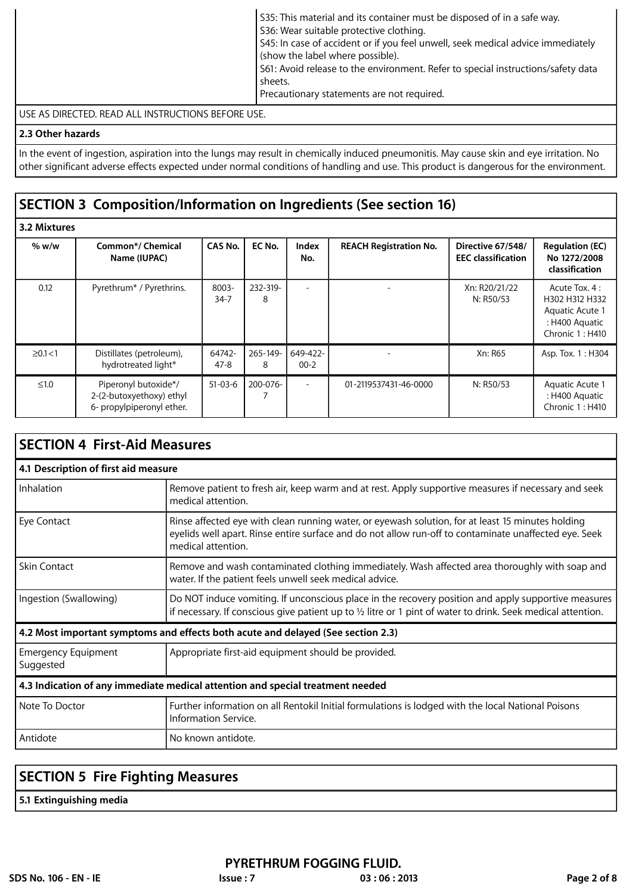| | |
|---|---|
| | S35: This material and its container must be disposed of in a safe way.<br>S36: Wear suitable protective clothing.<br>S45: In case of accident or if you feel unwell, seek medical advice immediately (show the label where possible).<br>S61: Avoid release to the environment. Refer to special instructions/safety data sheets.<br>Precautionary statements are not required. |

USE AS DIRECTED. READ ALL INSTRUCTIONS BEFORE USE.

**2.3 Other hazards**

In the event of ingestion, aspiration into the lungs may result in chemically induced pneumonitis. May cause skin and eye irritation. No other significant adverse effects expected under normal conditions of handling and use. This product is dangerous for the environment.

## SECTION 3 Composition/Information on Ingredients (See section 16)

**3.2 Mixtures**

| % w/w | Common*/ Chemical Name (IUPAC) | CAS No. | EC No. | Index No. | REACH Registration No. | Directive 67/548/ EEC classification | Regulation (EC) No 1272/2008 classification |
|---|---|---|---|---|---|---|---|
| 0.12 | Pyrethrum* / Pyrethrins. | 8003-34-7 | 232-319-8 | - | - | Xn: R20/21/22 N: R50/53 | Acute Tox. 4 : H302 H312 H332 Aquatic Acute 1 : H400 Aquatic Chronic 1 : H410 |
| ≥0.1<1 | Distillates (petroleum), hydrotreated light* | 64742-47-8 | 265-149-8 | 649-422-00-2 | - | Xn: R65 | Asp. Tox. 1 : H304 |
| ≤1.0 | Piperonyl butoxide*/ 2-(2-butoxyethoxy) ethyl 6- propylpiperonyl ether. | 51-03-6 | 200-076-7 | - | 01-2119537431-46-0000 | N: R50/53 | Aquatic Acute 1 : H400 Aquatic Chronic 1 : H410 |

## SECTION 4 First-Aid Measures

**4.1 Description of first aid measure**

| | |
|---|---|
| Inhalation | Remove patient to fresh air, keep warm and at rest. Apply supportive measures if necessary and seek medical attention. |
| Eye Contact | Rinse affected eye with clean running water, or eyewash solution, for at least 15 minutes holding eyelids well apart. Rinse entire surface and do not allow run-off to contaminate unaffected eye. Seek medical attention. |
| Skin Contact | Remove and wash contaminated clothing immediately. Wash affected area thoroughly with soap and water. If the patient feels unwell seek medical advice. |
| Ingestion (Swallowing) | Do NOT induce vomiting. If unconscious place in the recovery position and apply supportive measures if necessary. If conscious give patient up to ½ litre or 1 pint of water to drink. Seek medical attention. |

**4.2 Most important symptoms and effects both acute and delayed (See section 2.3)**

| | |
|---|---|
| Emergency Equipment Suggested | Appropriate first-aid equipment should be provided. |

**4.3 Indication of any immediate medical attention and special treatment needed**

| | |
|---|---|
| Note To Doctor | Further information on all Rentokil Initial formulations is lodged with the local National Poisons Information Service. |
| Antidote | No known antidote. |

## SECTION 5 Fire Fighting Measures

**5.1 Extinguishing media**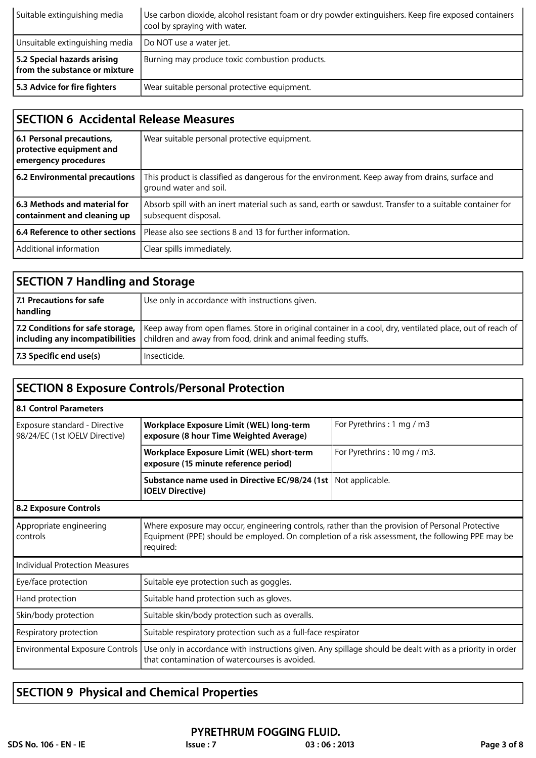| | |
|---|---|
| Suitable extinguishing media | Use carbon dioxide, alcohol resistant foam or dry powder extinguishers. Keep fire exposed containers cool by spraying with water. |
| Unsuitable extinguishing media | Do NOT use a water jet. |
| **5.2 Special hazards arising from the substance or mixture** | Burning may produce toxic combustion products. |
| **5.3 Advice for fire fighters** | Wear suitable personal protective equipment. |

## SECTION 6 Accidental Release Measures

| | |
|---|---|
| **6.1 Personal precautions, protective equipment and emergency procedures** | Wear suitable personal protective equipment. |
| **6.2 Environmental precautions** | This product is classified as dangerous for the environment. Keep away from drains, surface and ground water and soil. |
| **6.3 Methods and material for containment and cleaning up** | Absorb spill with an inert material such as sand, earth or sawdust. Transfer to a suitable container for subsequent disposal. |
| **6.4 Reference to other sections** | Please also see sections 8 and 13 for further information. |
| Additional information | Clear spills immediately. |

## SECTION 7 Handling and Storage

| | |
|---|---|
| **7.1 Precautions for safe handling** | Use only in accordance with instructions given. |
| **7.2 Conditions for safe storage, including any incompatibilities** | Keep away from open flames. Store in original container in a cool, dry, ventilated place, out of reach of children and away from food, drink and animal feeding stuffs. |
| **7.3 Specific end use(s)** | Insecticide. |

## SECTION 8 Exposure Controls/Personal Protection

**8.1 Control Parameters**

| | | |
|---|---|---|
| Exposure standard - Directive 98/24/EC (1st IOELV Directive) | **Workplace Exposure Limit (WEL) long-term exposure (8 hour Time Weighted Average)** | For Pyrethrins : 1 mg / m3 |
| | **Workplace Exposure Limit (WEL) short-term exposure (15 minute reference period)** | For Pyrethrins : 10 mg / m3. |
| | **Substance name used in Directive EC/98/24 (1st IOELV Directive)** | Not applicable. |

**8.2 Exposure Controls**

| | |
|---|---|
| Appropriate engineering controls | Where exposure may occur, engineering controls, rather than the provision of Personal Protective Equipment (PPE) should be employed. On completion of a risk assessment, the following PPE may be required: |
| Individual Protection Measures | |
| Eye/face protection | Suitable eye protection such as goggles. |
| Hand protection | Suitable hand protection such as gloves. |
| Skin/body protection | Suitable skin/body protection such as overalls. |
| Respiratory protection | Suitable respiratory protection such as a full-face respirator |
| Environmental Exposure Controls | Use only in accordance with instructions given. Any spillage should be dealt with as a priority in order that contamination of watercourses is avoided. |

## SECTION 9 Physical and Chemical Properties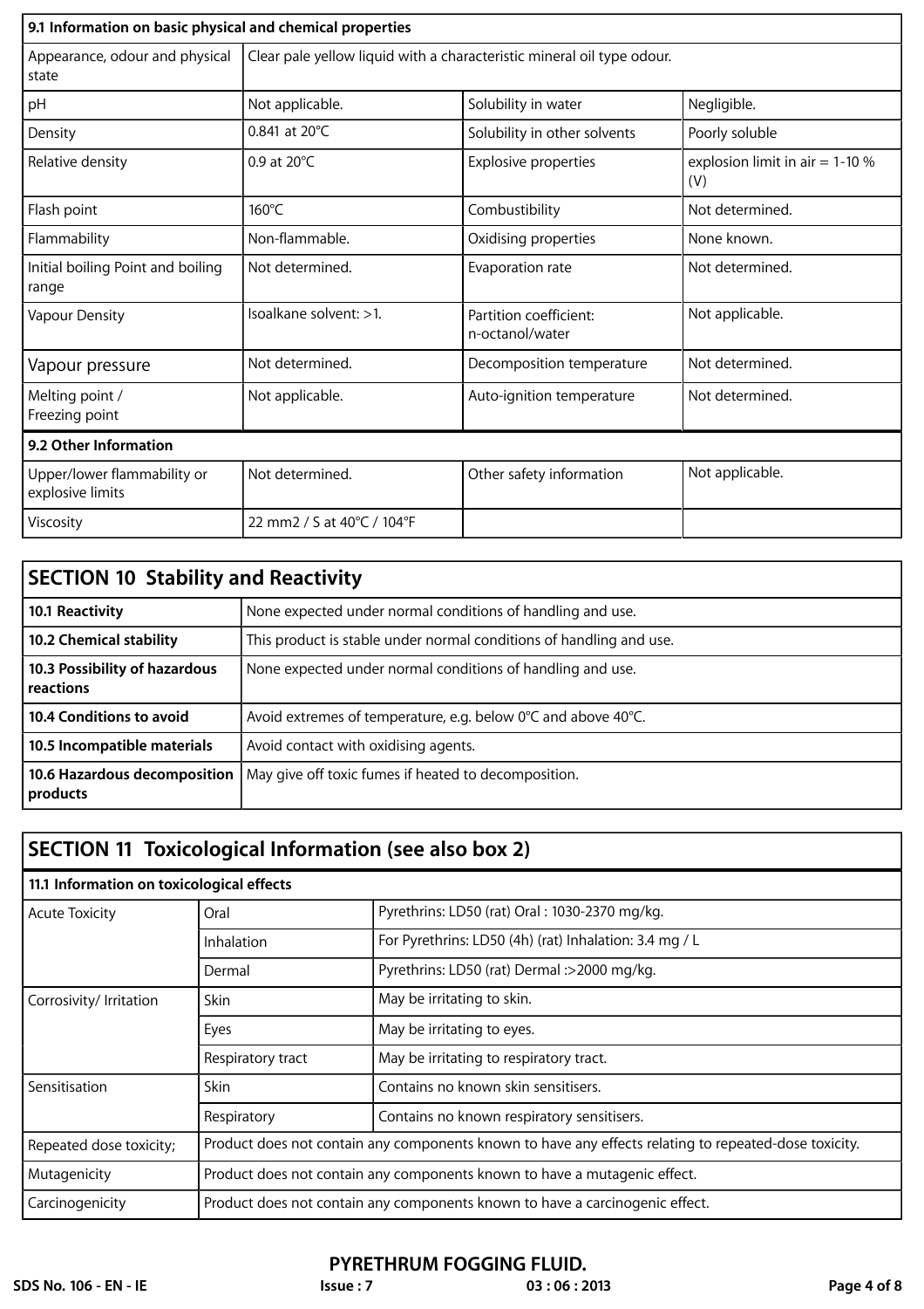### 9.1 Information on basic physical and chemical properties

| | | | |
|---|---|---|---|
| Appearance, odour and physical state | Clear pale yellow liquid with a characteristic mineral oil type odour. | | |
| pH | Not applicable. | Solubility in water | Negligible. |
| Density | 0.841 at 20°C | Solubility in other solvents | Poorly soluble |
| Relative density | 0.9 at 20°C | Explosive properties | explosion limit in air = 1-10 % (V) |
| Flash point | 160°C | Combustibility | Not determined. |
| Flammability | Non-flammable. | Oxidising properties | None known. |
| Initial boiling Point and boiling range | Not determined. | Evaporation rate | Not determined. |
| Vapour Density | Isoalkane solvent: >1. | Partition coefficient: n-octanol/water | Not applicable. |
| Vapour pressure | Not determined. | Decomposition temperature | Not determined. |
| Melting point / Freezing point | Not applicable. | Auto-ignition temperature | Not determined. |

### 9.2 Other Information

| | | | |
|---|---|---|---|
| Upper/lower flammability or explosive limits | Not determined. | Other safety information | Not applicable. |
| Viscosity | 22 mm2 / S at 40°C / 104°F | | |

## SECTION 10 Stability and Reactivity

| | |
|---|---|
| **10.1 Reactivity** | None expected under normal conditions of handling and use. |
| **10.2 Chemical stability** | This product is stable under normal conditions of handling and use. |
| **10.3 Possibility of hazardous reactions** | None expected under normal conditions of handling and use. |
| **10.4 Conditions to avoid** | Avoid extremes of temperature, e.g. below 0°C and above 40°C. |
| **10.5 Incompatible materials** | Avoid contact with oxidising agents. |
| **10.6 Hazardous decomposition products** | May give off toxic fumes if heated to decomposition. |

## SECTION 11 Toxicological Information (see also box 2)

### 11.1 Information on toxicological effects

| | | |
|---|---|---|
| Acute Toxicity | Oral | Pyrethrins: LD50 (rat) Oral : 1030-2370 mg/kg. |
| | Inhalation | For Pyrethrins: LD50 (4h) (rat) Inhalation: 3.4 mg / L |
| | Dermal | Pyrethrins: LD50 (rat) Dermal :>2000 mg/kg. |
| Corrosivity/ Irritation | Skin | May be irritating to skin. |
| | Eyes | May be irritating to eyes. |
| | Respiratory tract | May be irritating to respiratory tract. |
| Sensitisation | Skin | Contains no known skin sensitisers. |
| | Respiratory | Contains no known respiratory sensitisers. |
| Repeated dose toxicity; | Product does not contain any components known to have any effects relating to repeated-dose toxicity. | |
| Mutagenicity | Product does not contain any components known to have a mutagenic effect. | |
| Carcinogenicity | Product does not contain any components known to have a carcinogenic effect. | |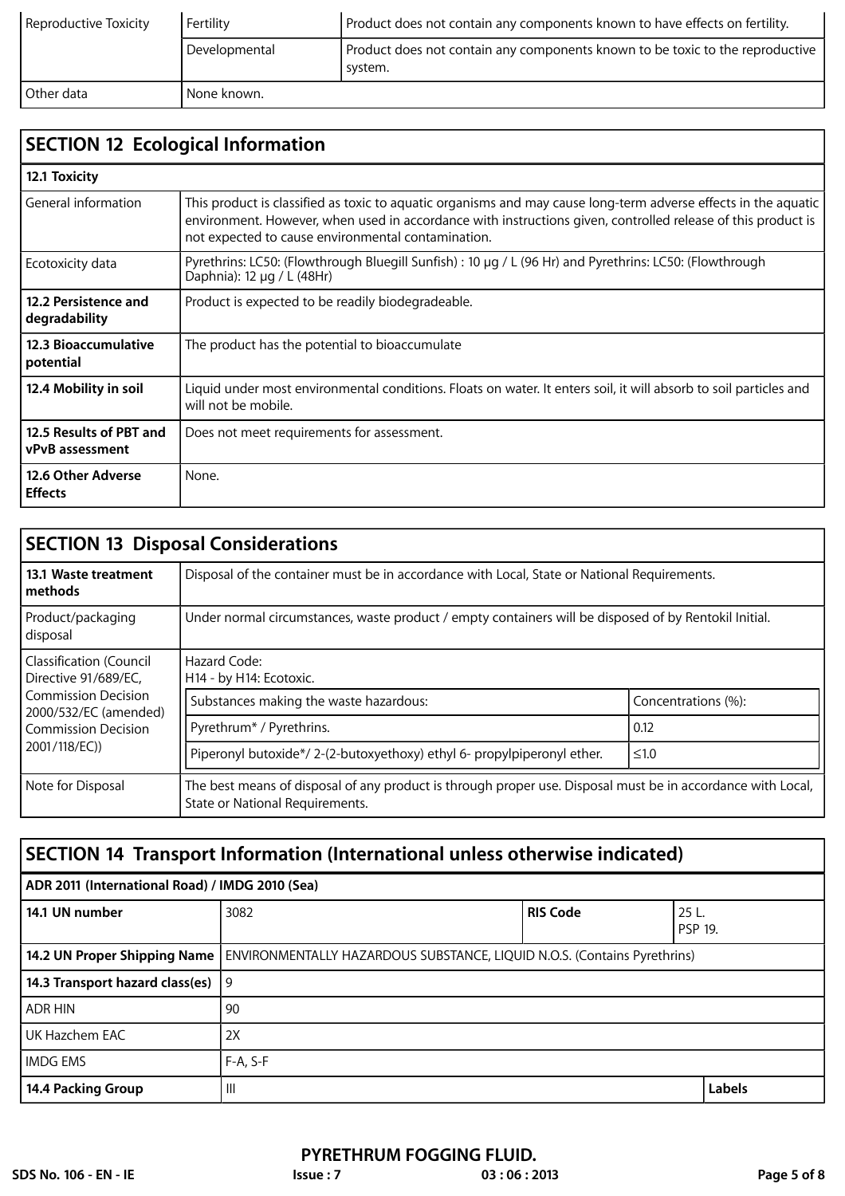| | | |
|---|---|---|
| Reproductive Toxicity | Fertility | Product does not contain any components known to have effects on fertility. |
| | Developmental | Product does not contain any components known to be toxic to the reproductive system. |
| Other data | None known. | |

## SECTION 12 Ecological Information

| **12.1 Toxicity** | |
|---|---|
| General information | This product is classified as toxic to aquatic organisms and may cause long-term adverse effects in the aquatic environment. However, when used in accordance with instructions given, controlled release of this product is not expected to cause environmental contamination. |
| Ecotoxicity data | Pyrethrins: LC50: (Flowthrough Bluegill Sunfish) : 10 µg / L (96 Hr) and Pyrethrins: LC50: (Flowthrough Daphnia): 12 µg / L (48Hr) |
| **12.2 Persistence and degradability** | Product is expected to be readily biodegradeable. |
| **12.3 Bioaccumulative potential** | The product has the potential to bioaccumulate |
| **12.4 Mobility in soil** | Liquid under most environmental conditions. Floats on water. It enters soil, it will absorb to soil particles and will not be mobile. |
| **12.5 Results of PBT and vPvB assessment** | Does not meet requirements for assessment. |
| **12.6 Other Adverse Effects** | None. |

## SECTION 13 Disposal Considerations

| | | |
|---|---|---|
| **13.1 Waste treatment methods** | Disposal of the container must be in accordance with Local, State or National Requirements. | |
| Product/packaging disposal | Under normal circumstances, waste product / empty containers will be disposed of by Rentokil Initial. | |
| Classification (Council Directive 91/689/EC, Commission Decision 2000/532/EC (amended) Commission Decision 2001/118/EC)) | Hazard Code: H14 - by H14: Ecotoxic. | |
| | Substances making the waste hazardous: | Concentrations (%): |
| | Pyrethrum* / Pyrethrins. | 0.12 |
| | Piperonyl butoxide*/ 2-(2-butoxyethoxy) ethyl 6- propylpiperonyl ether. | ≤1.0 |
| Note for Disposal | The best means of disposal of any product is through proper use. Disposal must be in accordance with Local, State or National Requirements. | |

## SECTION 14 Transport Information (International unless otherwise indicated)

| **ADR 2011 (International Road) / IMDG 2010 (Sea)** | | | |
|---|---|---|---|
| **14.1 UN number** | 3082 | **RIS Code** | 25 L. PSP 19. |
| **14.2 UN Proper Shipping Name** | ENVIRONMENTALLY HAZARDOUS SUBSTANCE, LIQUID N.O.S. (Contains Pyrethrins) | | |
| **14.3 Transport hazard class(es)** | 9 | | |
| ADR HIN | 90 | | |
| UK Hazchem EAC | 2X | | |
| IMDG EMS | F-A, S-F | | |
| **14.4 Packing Group** | III | | **Labels** |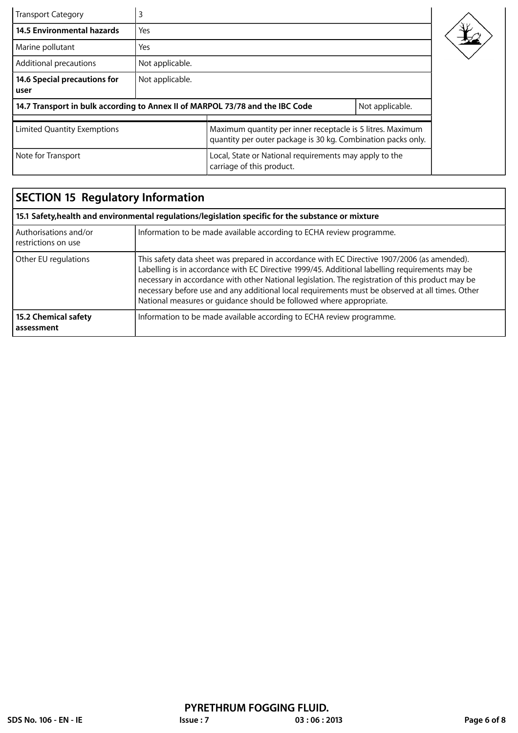| | |
|---|---|
| Transport Category | 3 |
| **14.5 Environmental hazards** | Yes |
| Marine pollutant | Yes |
| Additional precautions | Not applicable. |
| **14.6 Special precautions for user** | Not applicable. |
| **14.7 Transport in bulk according to Annex II of MARPOL 73/78 and the IBC Code** | Not applicable. |

| | |
|---|---|
| Limited Quantity Exemptions | Maximum quantity per inner receptacle is 5 litres. Maximum quantity per outer package is 30 kg. Combination packs only. |
| Note for Transport | Local, State or National requirements may apply to the carriage of this product. |

## SECTION 15 Regulatory Information

**15.1 Safety,health and environmental regulations/legislation specific for the substance or mixture**

| | |
|---|---|
| Authorisations and/or restrictions on use | Information to be made available according to ECHA review programme. |
| Other EU regulations | This safety data sheet was prepared in accordance with EC Directive 1907/2006 (as amended). Labelling is in accordance with EC Directive 1999/45. Additional labelling requirements may be necessary in accordance with other National legislation. The registration of this product may be necessary before use and any additional local requirements must be observed at all times. Other National measures or guidance should be followed where appropriate. |
| **15.2 Chemical safety assessment** | Information to be made available according to ECHA review programme. |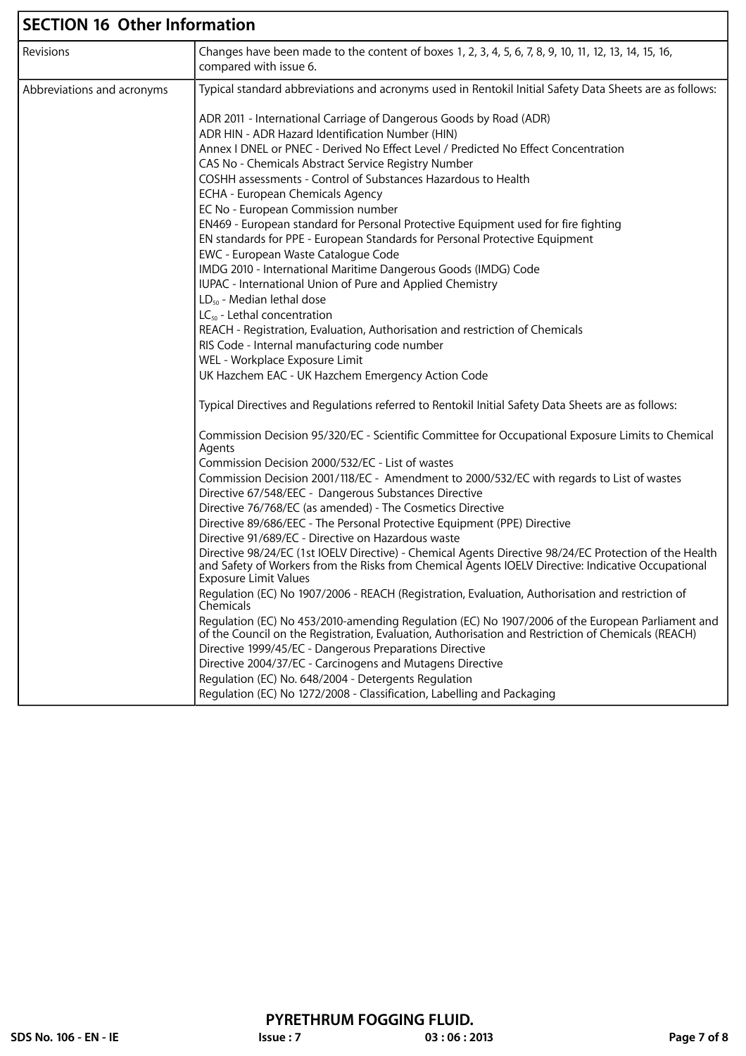## SECTION 16 Other Information

| | |
|---|---|
| Revisions | Changes have been made to the content of boxes 1, 2, 3, 4, 5, 6, 7, 8, 9, 10, 11, 12, 13, 14, 15, 16, compared with issue 6. |
| Abbreviations and acronyms | Typical standard abbreviations and acronyms used in Rentokil Initial Safety Data Sheets are as follows:<br><br>ADR 2011 - International Carriage of Dangerous Goods by Road (ADR)<br>ADR HIN - ADR Hazard Identification Number (HIN)<br>Annex I DNEL or PNEC - Derived No Effect Level / Predicted No Effect Concentration<br>CAS No - Chemicals Abstract Service Registry Number<br>COSHH assessments - Control of Substances Hazardous to Health<br>ECHA - European Chemicals Agency<br>EC No - European Commission number<br>EN469 - European standard for Personal Protective Equipment used for fire fighting<br>EN standards for PPE - European Standards for Personal Protective Equipment<br>EWC - European Waste Catalogue Code<br>IMDG 2010 - International Maritime Dangerous Goods (IMDG) Code<br>IUPAC - International Union of Pure and Applied Chemistry<br>$LD_{50}$ - Median lethal dose<br>$LC_{50}$ - Lethal concentration<br>REACH - Registration, Evaluation, Authorisation and restriction of Chemicals<br>RIS Code - Internal manufacturing code number<br>WEL - Workplace Exposure Limit<br>UK Hazchem EAC - UK Hazchem Emergency Action Code<br><br>Typical Directives and Regulations referred to Rentokil Initial Safety Data Sheets are as follows:<br><br>Commission Decision 95/320/EC - Scientific Committee for Occupational Exposure Limits to Chemical Agents<br>Commission Decision 2000/532/EC - List of wastes<br>Commission Decision 2001/118/EC - Amendment to 2000/532/EC with regards to List of wastes<br>Directive 67/548/EEC - Dangerous Substances Directive<br>Directive 76/768/EC (as amended) - The Cosmetics Directive<br>Directive 89/686/EEC - The Personal Protective Equipment (PPE) Directive<br>Directive 91/689/EC - Directive on Hazardous waste<br>Directive 98/24/EC (1st IOELV Directive) - Chemical Agents Directive 98/24/EC Protection of the Health and Safety of Workers from the Risks from Chemical Agents IOELV Directive: Indicative Occupational Exposure Limit Values<br>Regulation (EC) No 1907/2006 - REACH (Registration, Evaluation, Authorisation and restriction of Chemicals<br>Regulation (EC) No 453/2010-amending Regulation (EC) No 1907/2006 of the European Parliament and of the Council on the Registration, Evaluation, Authorisation and Restriction of Chemicals (REACH)<br>Directive 1999/45/EC - Dangerous Preparations Directive<br>Directive 2004/37/EC - Carcinogens and Mutagens Directive<br>Regulation (EC) No. 648/2004 - Detergents Regulation<br>Regulation (EC) No 1272/2008 - Classification, Labelling and Packaging |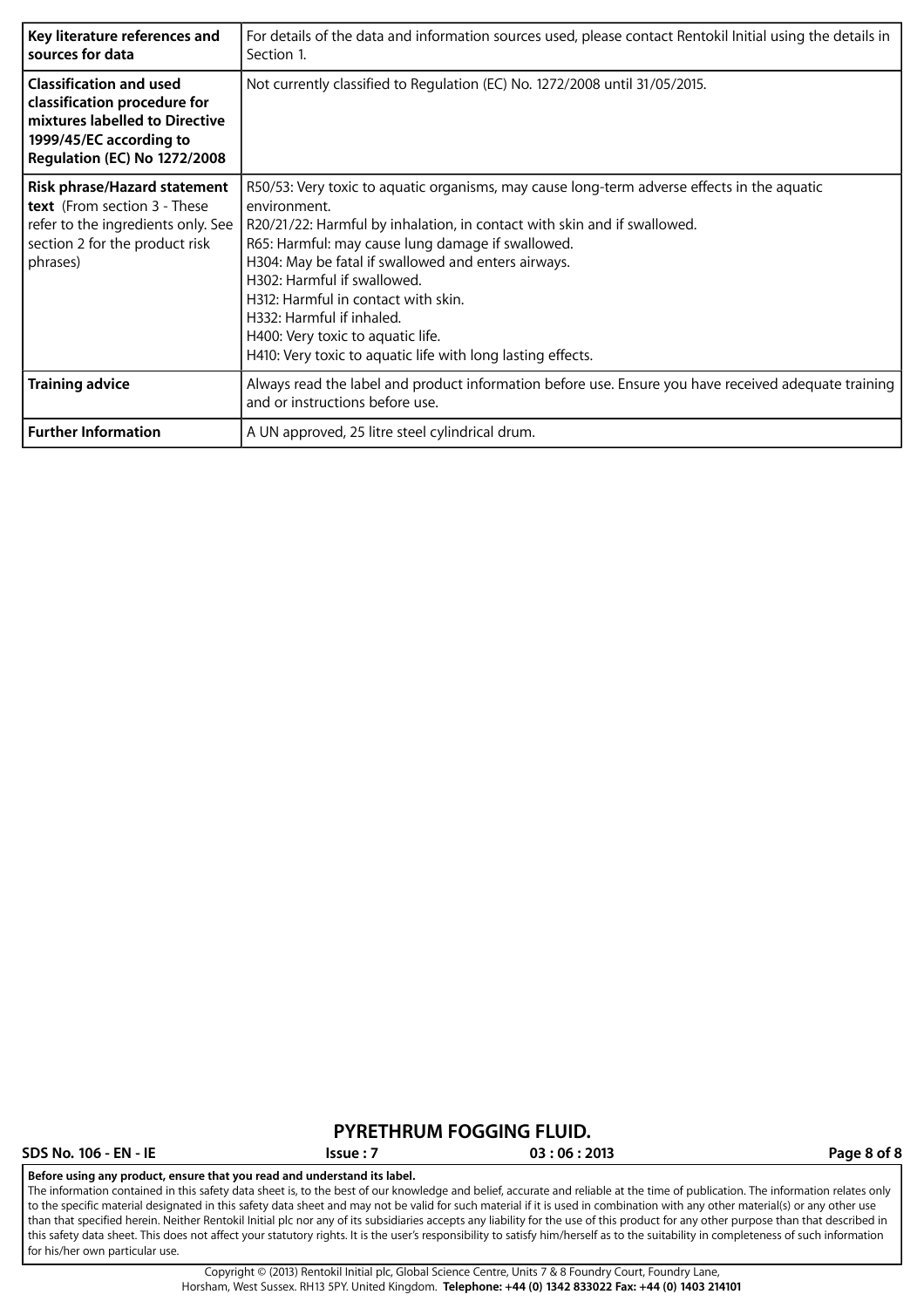| | |
|---|---|
| **Key literature references and sources for data** | For details of the data and information sources used, please contact Rentokil Initial using the details in Section 1. |
| **Classification and used classification procedure for mixtures labelled to Directive 1999/45/EC according to Regulation (EC) No 1272/2008** | Not currently classified to Regulation (EC) No. 1272/2008 until 31/05/2015. |
| **Risk phrase/Hazard statement text** (From section 3 - These refer to the ingredients only. See section 2 for the product risk phrases) | R50/53: Very toxic to aquatic organisms, may cause long-term adverse effects in the aquatic environment.<br>R20/21/22: Harmful by inhalation, in contact with skin and if swallowed.<br>R65: Harmful: may cause lung damage if swallowed.<br>H304: May be fatal if swallowed and enters airways.<br>H302: Harmful if swallowed.<br>H312: Harmful in contact with skin.<br>H332: Harmful if inhaled.<br>H400: Very toxic to aquatic life.<br>H410: Very toxic to aquatic life with long lasting effects. |
| **Training advice** | Always read the label and product information before use. Ensure you have received adequate training and or instructions before use. |
| **Further Information** | A UN approved, 25 litre steel cylindrical drum. |

**Before using any product, ensure that you read and understand its label.**
The information contained in this safety data sheet is, to the best of our knowledge and belief, accurate and reliable at the time of publication. The information relates only to the specific material designated in this safety data sheet and may not be valid for such material if it is used in combination with any other material(s) or any other use than that specified herein. Neither Rentokil Initial plc nor any of its subsidiaries accepts any liability for the use of this product for any other purpose than that described in this safety data sheet. This does not affect your statutory rights. It is the user's responsibility to satisfy him/herself as to the suitability in completeness of such information for his/her own particular use.

Copyright © (2013) Rentokil Initial plc, Global Science Centre, Units 7 & 8 Foundry Court, Foundry Lane, Horsham, West Sussex. RH13 5PY. United Kingdom. **Telephone: +44 (0) 1342 833022 Fax: +44 (0) 1403 214101**